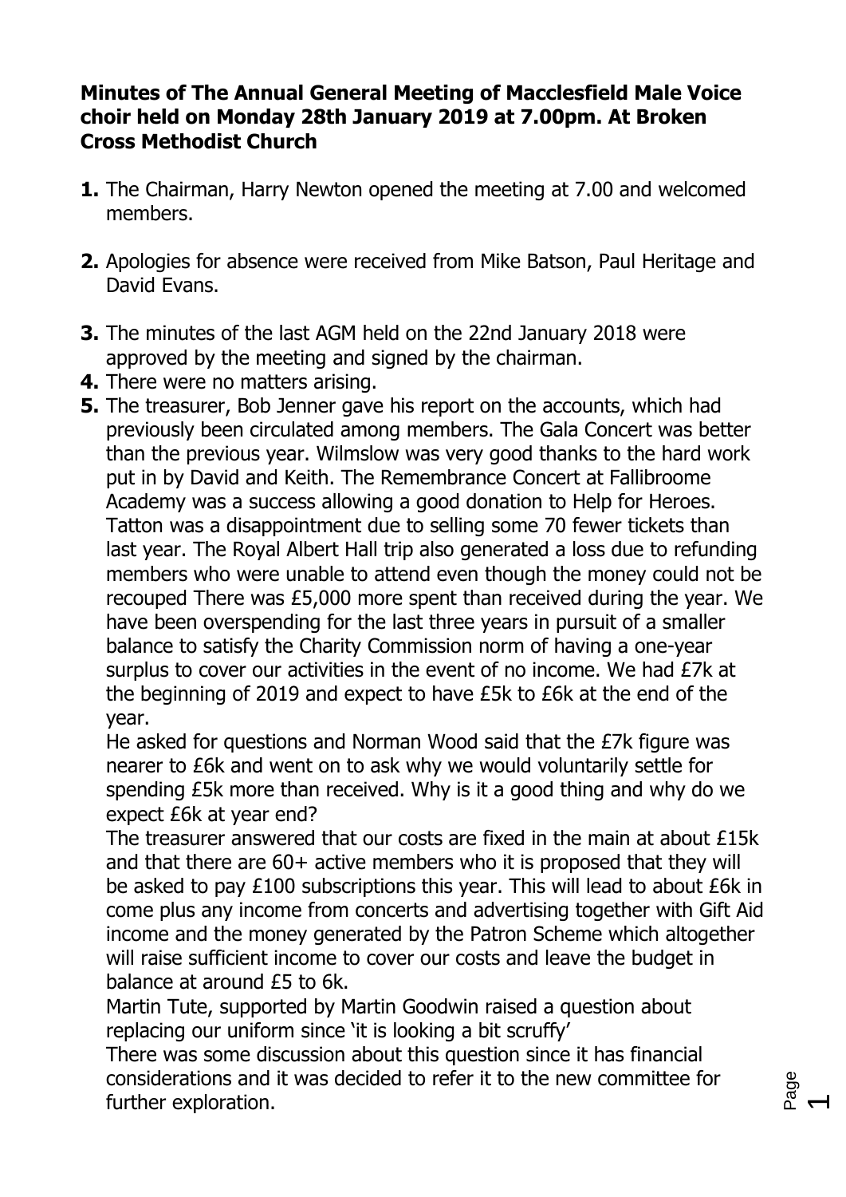**Minutes of The Annual General Meeting of Macclesfield Male Voice choir held on Monday 28th January 2019 at 7.00pm. At Broken Cross Methodist Church**

1. The Chairman, Harry Newton opened the meeting at 7.00 and welcomed members.

2. Apologies for absence were received from Mike Batson, Paul Heritage and David Evans.

3. The minutes of the last AGM held on the 22nd January 2018 were approved by the meeting and signed by the chairman.
4. There were no matters arising.
5. The treasurer, Bob Jenner gave his report on the accounts, which had previously been circulated among members. The Gala Concert was better than the previous year. Wilmslow was very good thanks to the hard work put in by David and Keith. The Remembrance Concert at Fallibroome Academy was a success allowing a good donation to Help for Heroes. Tatton was a disappointment due to selling some 70 fewer tickets than last year. The Royal Albert Hall trip also generated a loss due to refunding members who were unable to attend even though the money could not be recouped There was £5,000 more spent than received during the year. We have been overspending for the last three years in pursuit of a smaller balance to satisfy the Charity Commission norm of having a one-year surplus to cover our activities in the event of no income. We had £7k at the beginning of 2019 and expect to have £5k to £6k at the end of the year.
   He asked for questions and Norman Wood said that the £7k figure was nearer to £6k and went on to ask why we would voluntarily settle for spending £5k more than received. Why is it a good thing and why do we expect £6k at year end?
   The treasurer answered that our costs are fixed in the main at about £15k and that there are 60+ active members who it is proposed that they will be asked to pay £100 subscriptions this year. This will lead to about £6k in come plus any income from concerts and advertising together with Gift Aid income and the money generated by the Patron Scheme which altogether will raise sufficient income to cover our costs and leave the budget in balance at around £5 to 6k.
   Martin Tute, supported by Martin Goodwin raised a question about replacing our uniform since 'it is looking a bit scruffy'
   There was some discussion about this question since it has financial considerations and it was decided to refer it to the new committee for further exploration.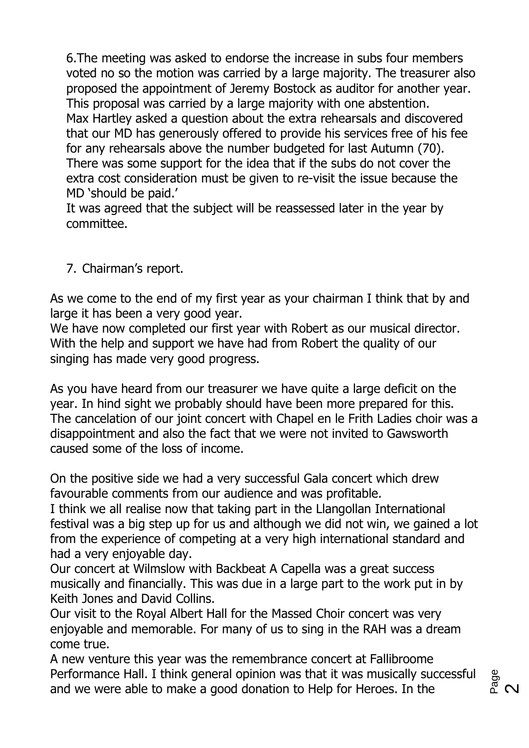6. The meeting was asked to endorse the increase in subs four members voted no so the motion was carried by a large majority. The treasurer also proposed the appointment of Jeremy Bostock as auditor for another year. This proposal was carried by a large majority with one abstention.
Max Hartley asked a question about the extra rehearsals and discovered that our MD has generously offered to provide his services free of his fee for any rehearsals above the number budgeted for last Autumn (70). There was some support for the idea that if the subs do not cover the extra cost consideration must be given to re-visit the issue because the MD 'should be paid.'
It was agreed that the subject will be reassessed later in the year by committee.

7. Chairman's report.

As we come to the end of my first year as your chairman I think that by and large it has been a very good year.
We have now completed our first year with Robert as our musical director. With the help and support we have had from Robert the quality of our singing has made very good progress.

As you have heard from our treasurer we have quite a large deficit on the year. In hind sight we probably should have been more prepared for this. The cancelation of our joint concert with Chapel en le Frith Ladies choir was a disappointment and also the fact that we were not invited to Gawsworth caused some of the loss of income.

On the positive side we had a very successful Gala concert which drew favourable comments from our audience and was profitable.
I think we all realise now that taking part in the Llangollan International festival was a big step up for us and although we did not win, we gained a lot from the experience of competing at a very high international standard and had a very enjoyable day.
Our concert at Wilmslow with Backbeat A Capella was a great success musically and financially. This was due in a large part to the work put in by Keith Jones and David Collins.
Our visit to the Royal Albert Hall for the Massed Choir concert was very enjoyable and memorable. For many of us to sing in the RAH was a dream come true.
A new venture this year was the remembrance concert at Fallibroome Performance Hall. I think general opinion was that it was musically successful and we were able to make a good donation to Help for Heroes. In the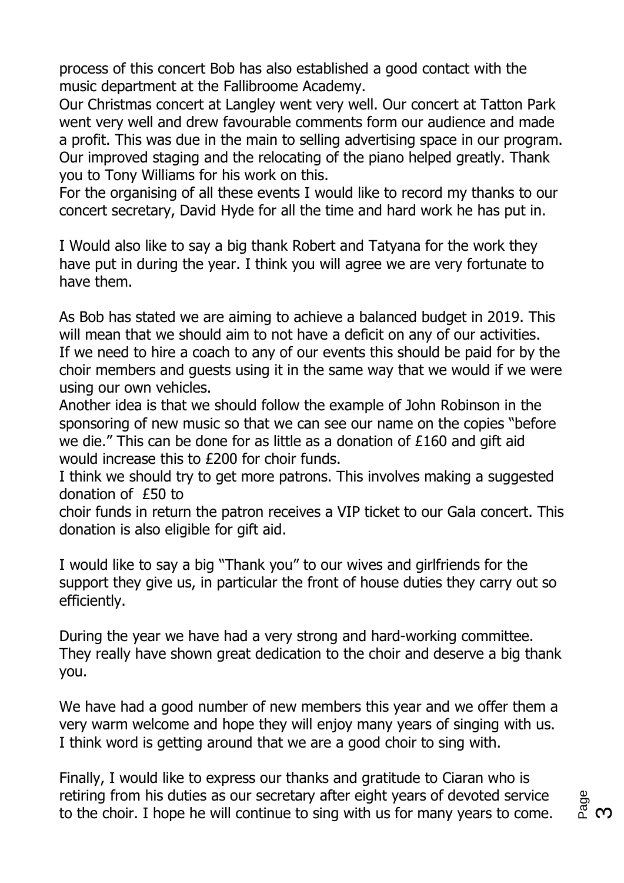process of this concert Bob has also established a good contact with the music department at the Fallibroome Academy.
Our Christmas concert at Langley went very well. Our concert at Tatton Park went very well and drew favourable comments form our audience and made a profit. This was due in the main to selling advertising space in our program. Our improved staging and the relocating of the piano helped greatly. Thank you to Tony Williams for his work on this.
For the organising of all these events I would like to record my thanks to our concert secretary, David Hyde for all the time and hard work he has put in.

I Would also like to say a big thank Robert and Tatyana for the work they have put in during the year. I think you will agree we are very fortunate to have them.

As Bob has stated we are aiming to achieve a balanced budget in 2019. This will mean that we should aim to not have a deficit on any of our activities. If we need to hire a coach to any of our events this should be paid for by the choir members and guests using it in the same way that we would if we were using our own vehicles.
Another idea is that we should follow the example of John Robinson in the sponsoring of new music so that we can see our name on the copies "before we die." This can be done for as little as a donation of £160 and gift aid would increase this to £200 for choir funds.
I think we should try to get more patrons. This involves making a suggested donation of £50 to
choir funds in return the patron receives a VIP ticket to our Gala concert. This donation is also eligible for gift aid.

I would like to say a big "Thank you" to our wives and girlfriends for the support they give us, in particular the front of house duties they carry out so efficiently.

During the year we have had a very strong and hard-working committee. They really have shown great dedication to the choir and deserve a big thank you.

We have had a good number of new members this year and we offer them a very warm welcome and hope they will enjoy many years of singing with us. I think word is getting around that we are a good choir to sing with.

Finally, I would like to express our thanks and gratitude to Ciaran who is retiring from his duties as our secretary after eight years of devoted service to the choir. I hope he will continue to sing with us for many years to come.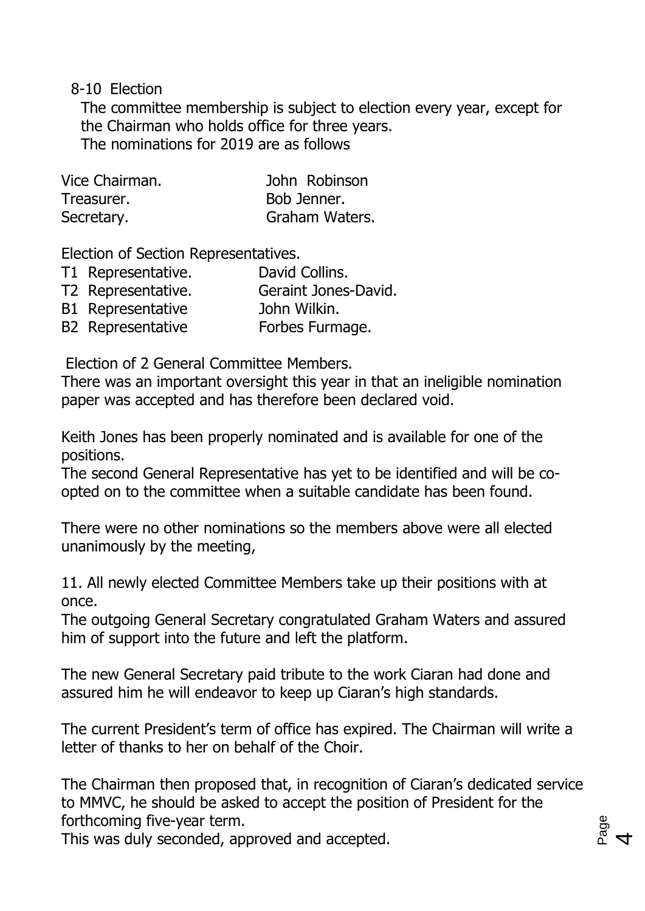8-10 Election

The committee membership is subject to election every year, except for the Chairman who holds office for three years.
The nominations for 2019 are as follows

| | |
|---|---|
| Vice Chairman. | John Robinson |
| Treasurer. | Bob Jenner. |
| Secretary. | Graham Waters. |

Election of Section Representatives.

| | |
|---|---|
| T1 Representative. | David Collins. |
| T2 Representative. | Geraint Jones-David. |
| B1 Representative | John Wilkin. |
| B2 Representative | Forbes Furmage. |

Election of 2 General Committee Members.
There was an important oversight this year in that an ineligible nomination paper was accepted and has therefore been declared void.

Keith Jones has been properly nominated and is available for one of the positions.
The second General Representative has yet to be identified and will be co-opted on to the committee when a suitable candidate has been found.

There were no other nominations so the members above were all elected unanimously by the meeting,

11. All newly elected Committee Members take up their positions with at once.
The outgoing General Secretary congratulated Graham Waters and assured him of support into the future and left the platform.

The new General Secretary paid tribute to the work Ciaran had done and assured him he will endeavor to keep up Ciaran's high standards.

The current President's term of office has expired. The Chairman will write a letter of thanks to her on behalf of the Choir.

The Chairman then proposed that, in recognition of Ciaran's dedicated service to MMVC, he should be asked to accept the position of President for the forthcoming five-year term.
This was duly seconded, approved and accepted.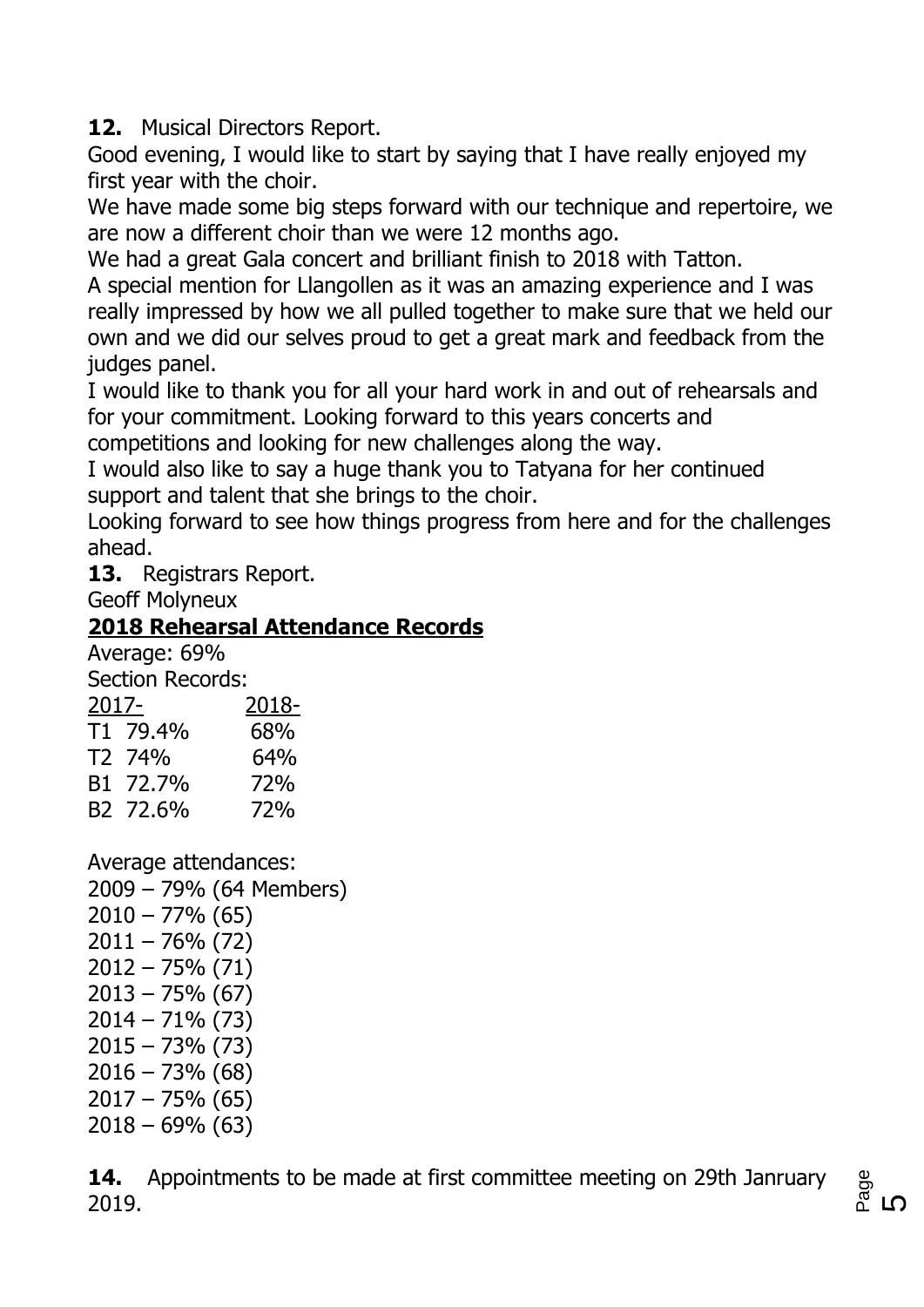**12.** Musical Directors Report.

Good evening, I would like to start by saying that I have really enjoyed my first year with the choir.

We have made some big steps forward with our technique and repertoire, we are now a different choir than we were 12 months ago.

We had a great Gala concert and brilliant finish to 2018 with Tatton.

A special mention for Llangollen as it was an amazing experience and I was really impressed by how we all pulled together to make sure that we held our own and we did our selves proud to get a great mark and feedback from the judges panel.

I would like to thank you for all your hard work in and out of rehearsals and for your commitment. Looking forward to this years concerts and competitions and looking for new challenges along the way.

I would also like to say a huge thank you to Tatyana for her continued support and talent that she brings to the choir.

Looking forward to see how things progress from here and for the challenges ahead.

**13.** Registrars Report.

Geoff Molyneux

**2018 Rehearsal Attendance Records**

Average: 69%

Section Records:

| | 2017- | 2018- |
|---|---|---|
| T1 | 79.4% | 68% |
| T2 | 74% | 64% |
| B1 | 72.7% | 72% |
| B2 | 72.6% | 72% |

Average attendances:

2009 – 79% (64 Members)
2010 – 77% (65)
2011 – 76% (72)
2012 – 75% (71)
2013 – 75% (67)
2014 – 71% (73)
2015 – 73% (73)
2016 – 73% (68)
2017 – 75% (65)
2018 – 69% (63)

**14.** Appointments to be made at first committee meeting on 29th Janruary 2019.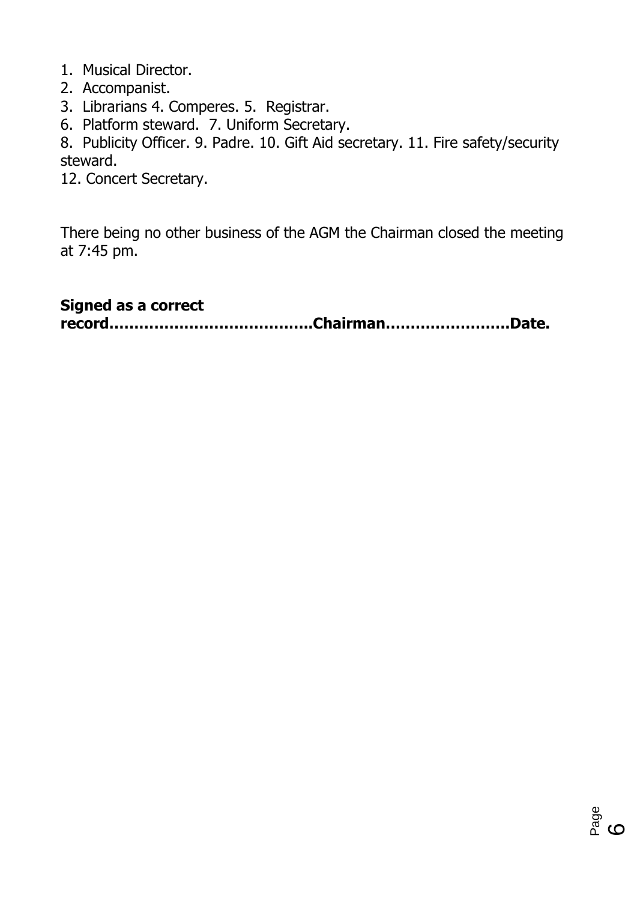1. Musical Director.
2. Accompanist.
3. Librarians 4. Comperes. 5. Registrar.
6. Platform steward. 7. Uniform Secretary.
8. Publicity Officer. 9. Padre. 10. Gift Aid secretary. 11. Fire safety/security steward.
12. Concert Secretary.

There being no other business of the AGM the Chairman closed the meeting at 7:45 pm.

**Signed as a correct record…………………………………..Chairman……………………Date.**